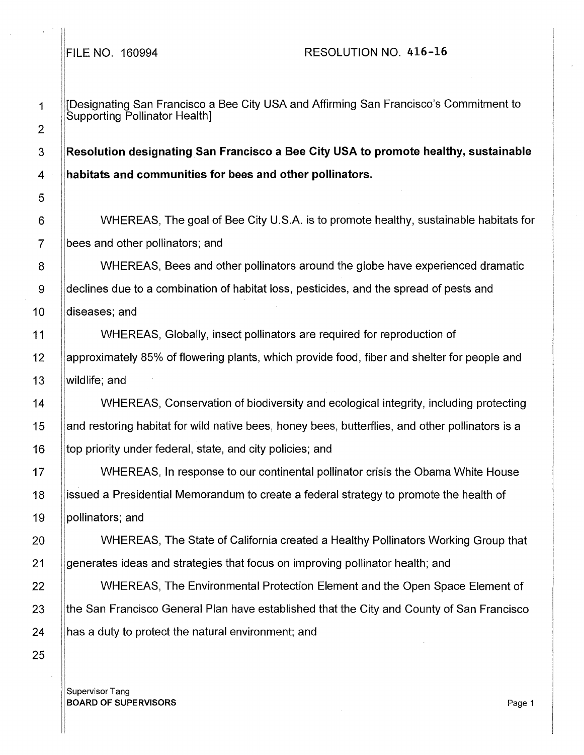FILE NO. 160994 RESOLUTION NO. 416-16

[Designating San Francisco a Bee City USA and Affirming San Francisco's Commitment to Supporting Pollinator Health]

**Resolution designating San Francisco a Bee City USA to promote healthy, sustainable habitats and communities for bees and other pollinators.**

WHEREAS, The goal of Bee City U.S.A. is to promote healthy, sustainable habitats for bees and other pollinators; and

WHEREAS, Bees and other pollinators around the globe have experienced dramatic declines due to a combination of habitat loss, pesticides, and the spread of pests and diseases; and

WHEREAS, Globally, insect pollinators are required for reproduction of approximately 85% of flowering plants, which provide food, fiber and shelter for people and wildlife; and

WHEREAS, Conservation of biodiversity and ecological integrity, including protecting and restoring habitat for wild native bees, honey bees, butterflies, and other pollinators is a top priority under federal, state, and city policies; and

WHEREAS, In response to our continental pollinator crisis the Obama White House issued a Presidential Memorandum to create a federal strategy to promote the health of pollinators; and

WHEREAS, The State of California created a Healthy Pollinators Working Group that generates ideas and strategies that focus on improving pollinator health; and

WHEREAS, The Environmental Protection Element and the Open Space Element of the San Francisco General Plan have established that the City and County of San Francisco has a duty to protect the natural environment; and

Supervisor Tang
**BOARD OF SUPERVISORS**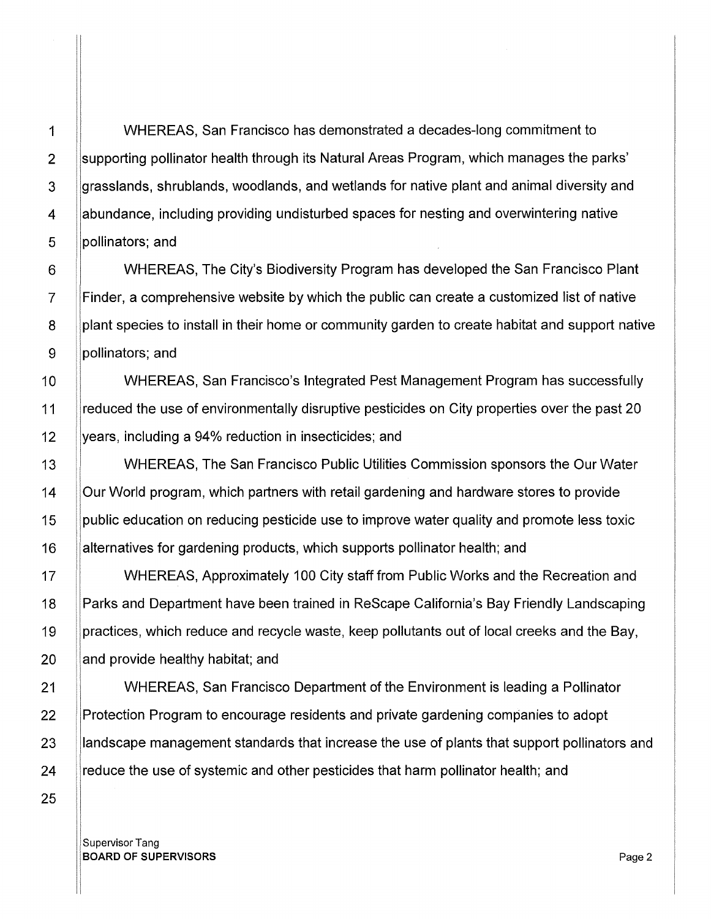WHEREAS, San Francisco has demonstrated a decades-long commitment to supporting pollinator health through its Natural Areas Program, which manages the parks' grasslands, shrublands, woodlands, and wetlands for native plant and animal diversity and abundance, including providing undisturbed spaces for nesting and overwintering native pollinators; and

WHEREAS, The City's Biodiversity Program has developed the San Francisco Plant Finder, a comprehensive website by which the public can create a customized list of native plant species to install in their home or community garden to create habitat and support native pollinators; and

WHEREAS, San Francisco's Integrated Pest Management Program has successfully reduced the use of environmentally disruptive pesticides on City properties over the past 20 years, including a 94% reduction in insecticides; and

WHEREAS, The San Francisco Public Utilities Commission sponsors the Our Water Our World program, which partners with retail gardening and hardware stores to provide public education on reducing pesticide use to improve water quality and promote less toxic alternatives for gardening products, which supports pollinator health; and

WHEREAS, Approximately 100 City staff from Public Works and the Recreation and Parks and Department have been trained in ReScape California's Bay Friendly Landscaping practices, which reduce and recycle waste, keep pollutants out of local creeks and the Bay, and provide healthy habitat; and

WHEREAS, San Francisco Department of the Environment is leading a Pollinator Protection Program to encourage residents and private gardening companies to adopt landscape management standards that increase the use of plants that support pollinators and reduce the use of systemic and other pesticides that harm pollinator health; and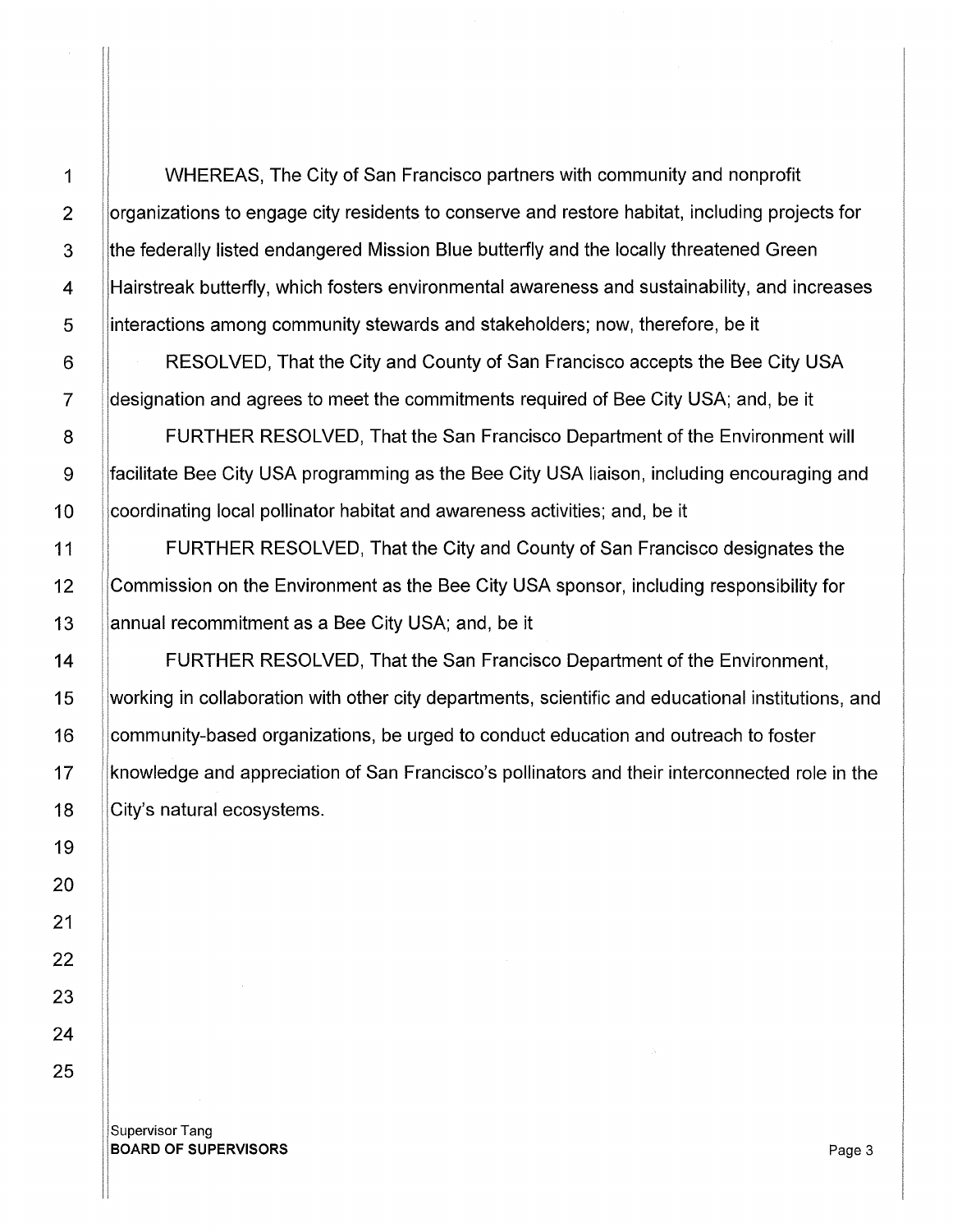WHEREAS, The City of San Francisco partners with community and nonprofit organizations to engage city residents to conserve and restore habitat, including projects for the federally listed endangered Mission Blue butterfly and the locally threatened Green Hairstreak butterfly, which fosters environmental awareness and sustainability, and increases interactions among community stewards and stakeholders; now, therefore, be it

RESOLVED, That the City and County of San Francisco accepts the Bee City USA designation and agrees to meet the commitments required of Bee City USA; and, be it

FURTHER RESOLVED, That the San Francisco Department of the Environment will facilitate Bee City USA programming as the Bee City USA liaison, including encouraging and coordinating local pollinator habitat and awareness activities; and, be it

FURTHER RESOLVED, That the City and County of San Francisco designates the Commission on the Environment as the Bee City USA sponsor, including responsibility for annual recommitment as a Bee City USA; and, be it

FURTHER RESOLVED, That the San Francisco Department of the Environment, working in collaboration with other city departments, scientific and educational institutions, and community-based organizations, be urged to conduct education and outreach to foster knowledge and appreciation of San Francisco's pollinators and their interconnected role in the City's natural ecosystems.

Supervisor Tang
**BOARD OF SUPERVISORS**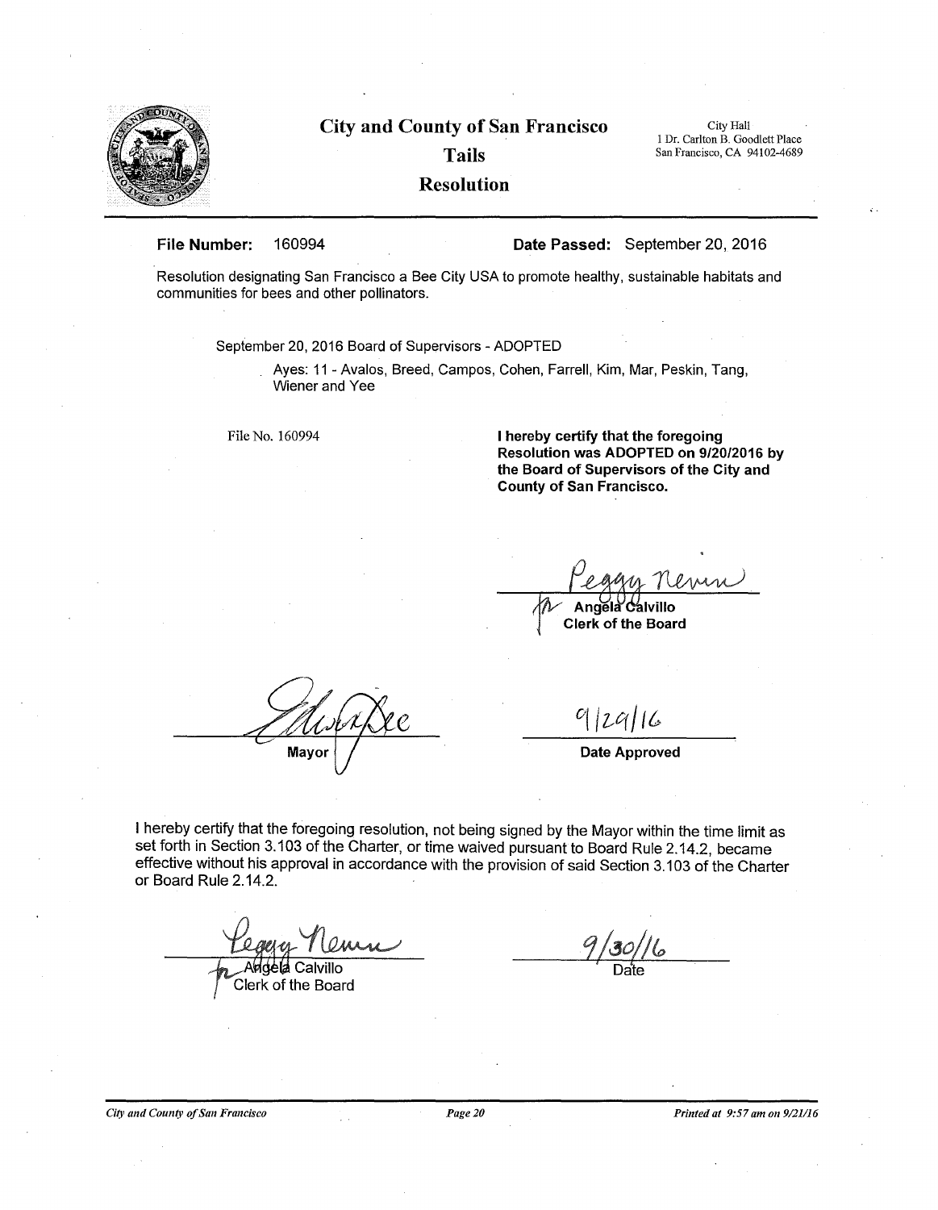# City and County of San Francisco

## Tails

## Resolution

City Hall
1 Dr. Carlton B. Goodlett Place
San Francisco, CA 94102-4689

**File Number:** 160994 **Date Passed:** September 20, 2016

Resolution designating San Francisco a Bee City USA to promote healthy, sustainable habitats and communities for bees and other pollinators.

September 20, 2016 Board of Supervisors - ADOPTED

Ayes: 11 - Avalos, Breed, Campos, Cohen, Farrell, Kim, Mar, Peskin, Tang, Wiener and Yee

File No. 160994

**I hereby certify that the foregoing Resolution was ADOPTED on 9/20/2016 by the Board of Supervisors of the City and County of San Francisco.**

Peggy Nevin

fr **Angela Calvillo**
**Clerk of the Board**

Edwin Lee
**Mayor**

9/29/16
**Date Approved**

I hereby certify that the foregoing resolution, not being signed by the Mayor within the time limit as set forth in Section 3.103 of the Charter, or time waived pursuant to Board Rule 2.14.2, became effective without his approval in accordance with the provision of said Section 3.103 of the Charter or Board Rule 2.14.2.

Peggy Nevin

fr Angela Calvillo
Clerk of the Board

9/30/16
Date

*Printed at 9:57 am on 9/21/16*